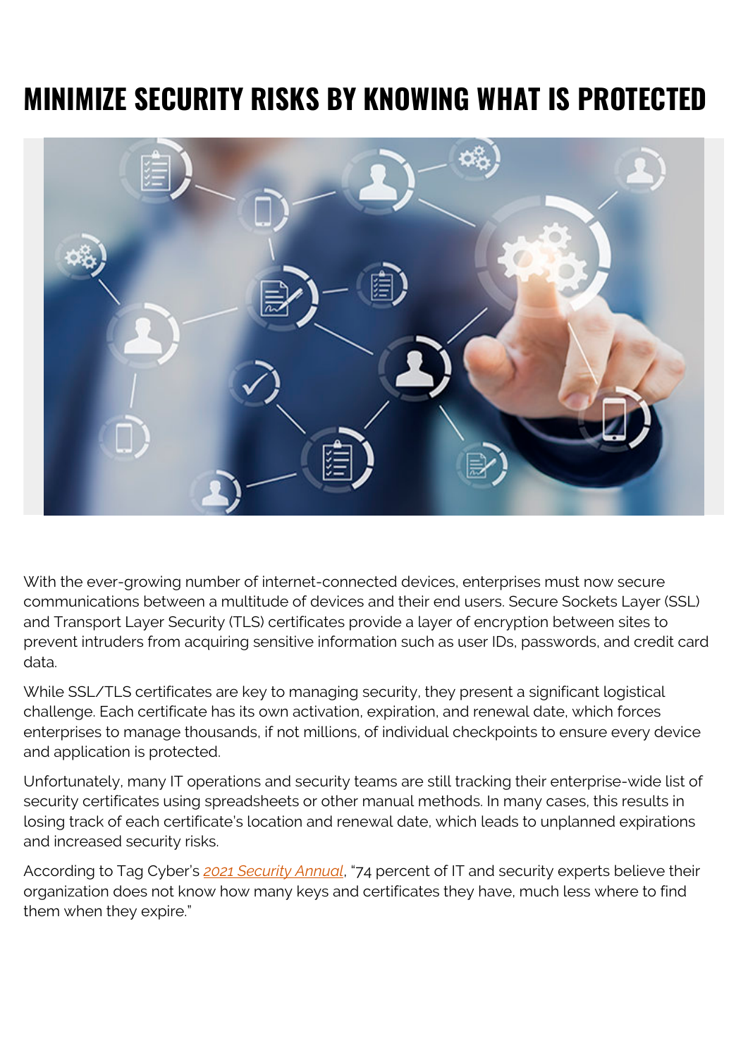# MINIMIZE SECURITY RISKS BY KNOWING WHAT IS PROTECTED

With the ever-growing number of internet-connected devices, enterprises must now secure communications between a multitude of devices and their end users. Secure Sockets Layer (SSL) and Transport Layer Security (TLS) certificates provide a layer of encryption between sites to prevent intruders from acquiring sensitive information such as user IDs, passwords, and credit card data.

While SSL/TLS certificates are key to managing security, they present a significant logistical challenge. Each certificate has its own activation, expiration, and renewal date, which forces enterprises to manage thousands, if not millions, of individual checkpoints to ensure every device and application is protected.

Unfortunately, many IT operations and security teams are still tracking their enterprise-wide list of security certificates using spreadsheets or other manual methods. In many cases, this results in losing track of each certificate's location and renewal date, which leads to unplanned expirations and increased security risks.

According to Tag Cyber's *2021 Security Annual*, "74 percent of IT and security experts believe their organization does not know how many keys and certificates they have, much less where to find them when they expire."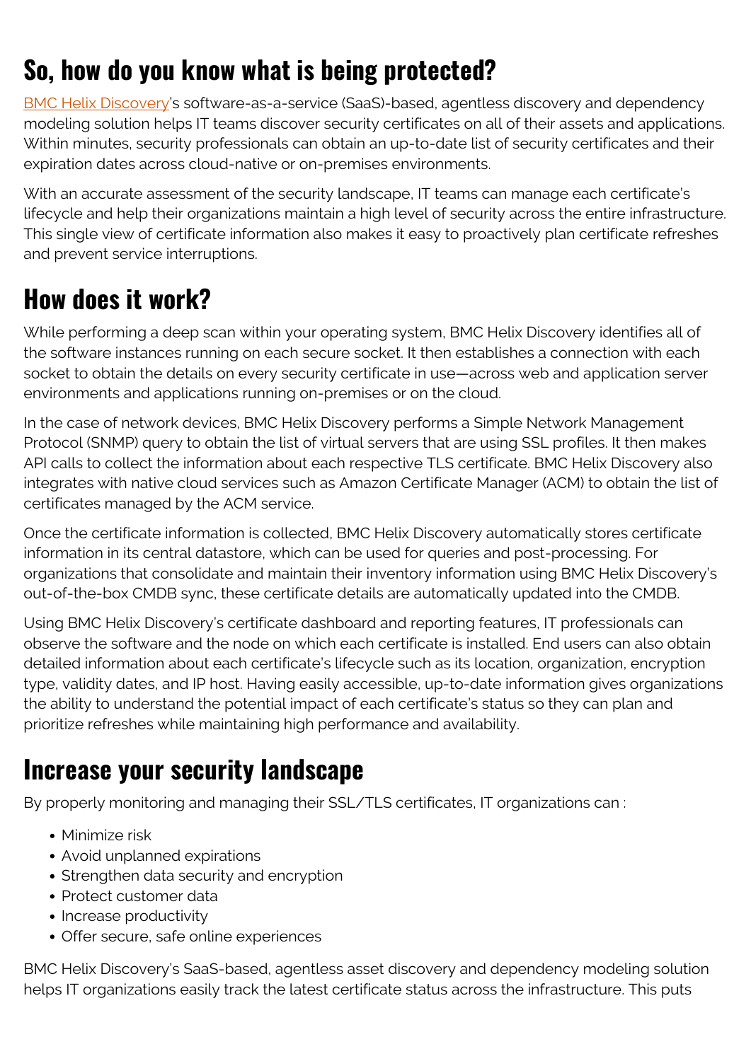## So, how do you know what is being protected?

BMC Helix Discovery's software-as-a-service (SaaS)-based, agentless discovery and dependency modeling solution helps IT teams discover security certificates on all of their assets and applications. Within minutes, security professionals can obtain an up-to-date list of security certificates and their expiration dates across cloud-native or on-premises environments.

With an accurate assessment of the security landscape, IT teams can manage each certificate's lifecycle and help their organizations maintain a high level of security across the entire infrastructure. This single view of certificate information also makes it easy to proactively plan certificate refreshes and prevent service interruptions.

## How does it work?

While performing a deep scan within your operating system, BMC Helix Discovery identifies all of the software instances running on each secure socket. It then establishes a connection with each socket to obtain the details on every security certificate in use—across web and application server environments and applications running on-premises or on the cloud.

In the case of network devices, BMC Helix Discovery performs a Simple Network Management Protocol (SNMP) query to obtain the list of virtual servers that are using SSL profiles. It then makes API calls to collect the information about each respective TLS certificate. BMC Helix Discovery also integrates with native cloud services such as Amazon Certificate Manager (ACM) to obtain the list of certificates managed by the ACM service.

Once the certificate information is collected, BMC Helix Discovery automatically stores certificate information in its central datastore, which can be used for queries and post-processing. For organizations that consolidate and maintain their inventory information using BMC Helix Discovery's out-of-the-box CMDB sync, these certificate details are automatically updated into the CMDB.

Using BMC Helix Discovery's certificate dashboard and reporting features, IT professionals can observe the software and the node on which each certificate is installed. End users can also obtain detailed information about each certificate's lifecycle such as its location, organization, encryption type, validity dates, and IP host. Having easily accessible, up-to-date information gives organizations the ability to understand the potential impact of each certificate's status so they can plan and prioritize refreshes while maintaining high performance and availability.

## Increase your security landscape

By properly monitoring and managing their SSL/TLS certificates, IT organizations can :

- Minimize risk
- Avoid unplanned expirations
- Strengthen data security and encryption
- Protect customer data
- Increase productivity
- Offer secure, safe online experiences

BMC Helix Discovery's SaaS-based, agentless asset discovery and dependency modeling solution helps IT organizations easily track the latest certificate status across the infrastructure. This puts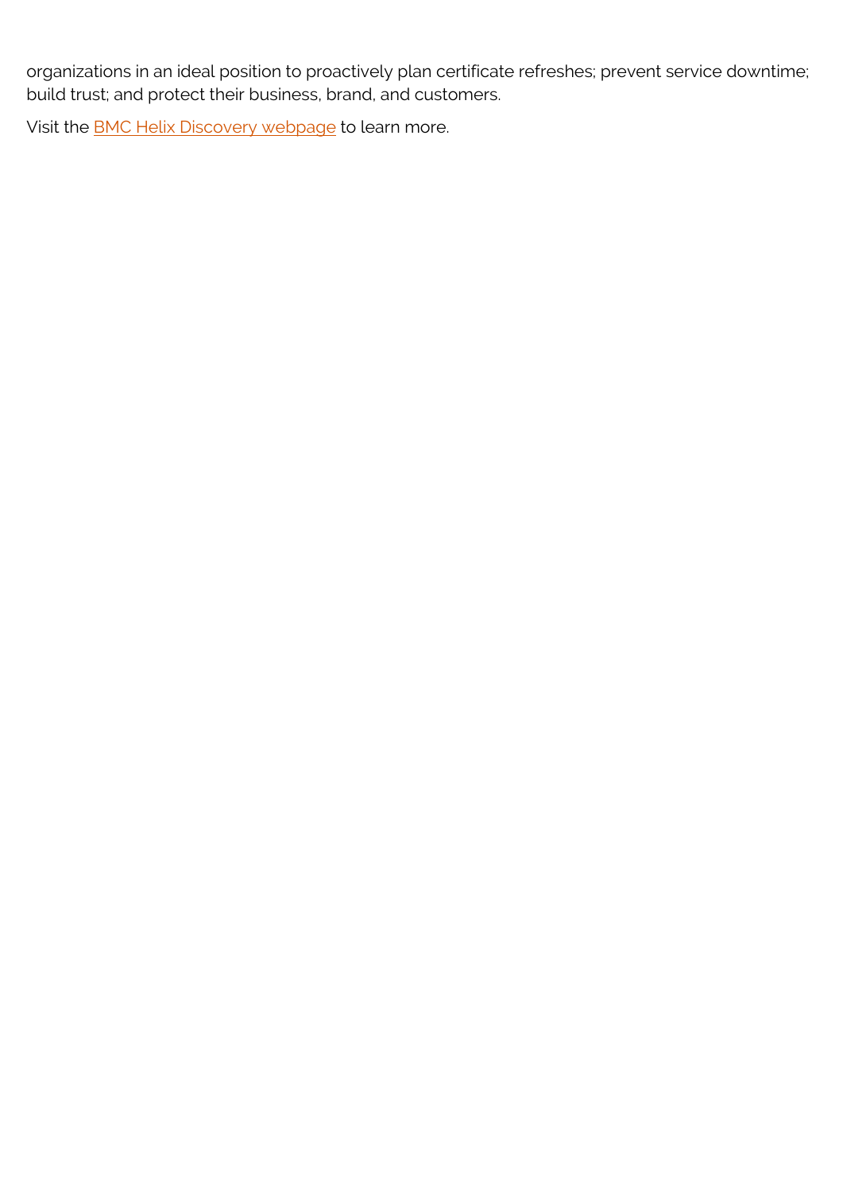organizations in an ideal position to proactively plan certificate refreshes; prevent service downtime; build trust; and protect their business, brand, and customers.

Visit the BMC Helix Discovery webpage to learn more.